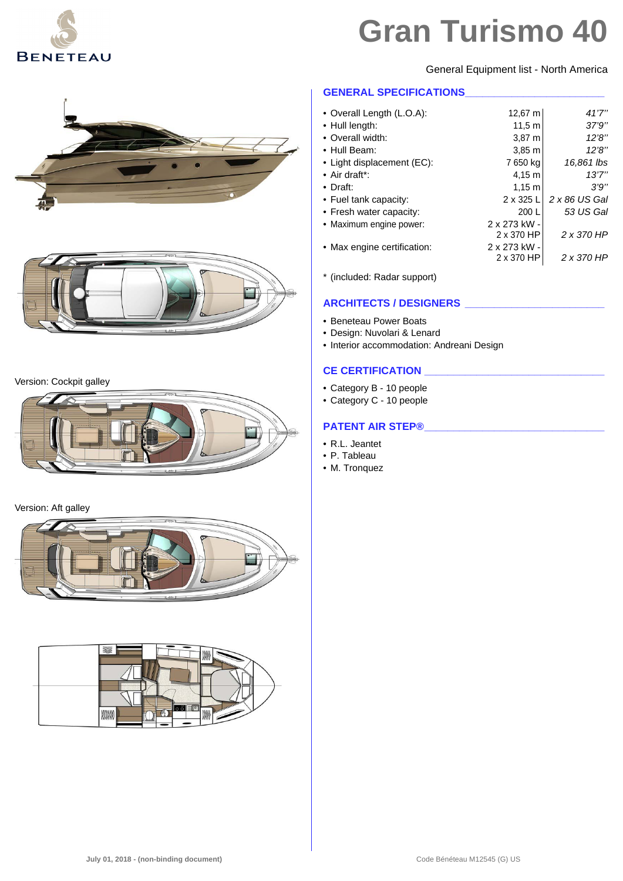BENETEAU

# Gran Turismo 40

General Equipment list - North America

## GENERAL SPECIFICATIONS

| | | |
|---|---|---|
| • Overall Length (L.O.A): | 12,67 m | *41'7''* |
| • Hull length: | 11,5 m | *37'9''* |
| • Overall width: | 3,87 m | *12'8''* |
| • Hull Beam: | 3,85 m | *12'8''* |
| • Light displacement (EC): | 7 650 kg | *16,861 lbs* |
| • Air draft*: | 4,15 m | *13'7''* |
| • Draft: | 1,15 m | *3'9''* |
| • Fuel tank capacity: | 2 x 325 L | *2 x 86 US Gal* |
| • Fresh water capacity: | 200 L | *53 US Gal* |
| • Maximum engine power: | 2 x 273 kW - 2 x 370 HP | *2 x 370 HP* |
| • Max engine certification: | 2 x 273 kW - 2 x 370 HP | *2 x 370 HP* |

* (included: Radar support)

## ARCHITECTS / DESIGNERS

- Beneteau Power Boats
- Design: Nuvolari & Lenard
- Interior accommodation: Andreani Design

## CE CERTIFICATION

- Category B - 10 people
- Category C - 10 people

## PATENT AIR STEP®

- R.L. Jeantet
- P. Tableau
- M. Tronquez

Version: Cockpit galley

Version: Aft galley

July 01, 2018 - (non-binding document)

Code Bénéteau M12545 (G) US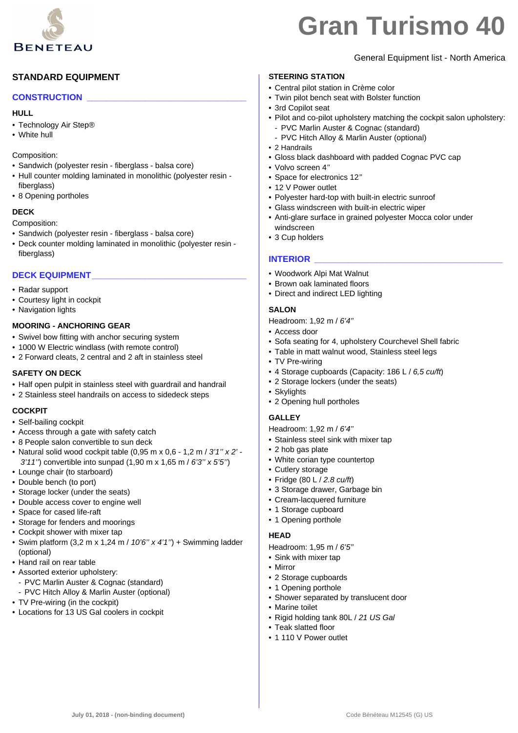# Gran Turismo 40

General Equipment list - North America

## STANDARD EQUIPMENT

### CONSTRUCTION

#### HULL

- Technology Air Step®
- White hull

Composition:

- Sandwich (polyester resin - fiberglass - balsa core)
- Hull counter molding laminated in monolithic (polyester resin - fiberglass)
- 8 Opening portholes

#### DECK

Composition:

- Sandwich (polyester resin - fiberglass - balsa core)
- Deck counter molding laminated in monolithic (polyester resin - fiberglass)

### DECK EQUIPMENT

- Radar support
- Courtesy light in cockpit
- Navigation lights

#### MOORING - ANCHORING GEAR

- Swivel bow fitting with anchor securing system
- 1000 W Electric windlass (with remote control)
- 2 Forward cleats, 2 central and 2 aft in stainless steel

#### SAFETY ON DECK

- Half open pulpit in stainless steel with guardrail and handrail
- 2 Stainless steel handrails on access to sidedeck steps

#### COCKPIT

- Self-bailing cockpit
- Access through a gate with safety catch
- 8 People salon convertible to sun deck
- Natural solid wood cockpit table (0,95 m x 0,6 - 1,2 m / *3'1'' x 2' - 3'11''*) convertible into sunpad (1,90 m x 1,65 m / *6'3'' x 5'5''*)
- Lounge chair (to starboard)
- Double bench (to port)
- Storage locker (under the seats)
- Double access cover to engine well
- Space for cased life-raft
- Storage for fenders and moorings
- Cockpit shower with mixer tap
- Swim platform (3,2 m x 1,24 m / *10'6'' x 4'1''*) + Swimming ladder (optional)
- Hand rail on rear table
- Assorted exterior upholstery:
  - PVC Marlin Auster & Cognac (standard)
  - PVC Hitch Alloy & Marlin Auster (optional)
- TV Pre-wiring (in the cockpit)
- Locations for 13 US Gal coolers in cockpit

#### STEERING STATION

- Central pilot station in Crème color
- Twin pilot bench seat with Bolster function
- 3rd Copilot seat
- Pilot and co-pilot upholstery matching the cockpit salon upholstery:
  - PVC Marlin Auster & Cognac (standard)
  - PVC Hitch Alloy & Marlin Auster (optional)
- 2 Handrails
- Gloss black dashboard with padded Cognac PVC cap
- Volvo screen 4*''*
- Space for electronics 12*''*
- 12 V Power outlet
- Polyester hard-top with built-in electric sunroof
- Glass windscreen with built-in electric wiper
- Anti-glare surface in grained polyester Mocca color under windscreen
- 3 Cup holders

### INTERIOR

- Woodwork Alpi Mat Walnut
- Brown oak laminated floors
- Direct and indirect LED lighting

#### SALON

Headroom: 1,92 m / *6'4''*

- Access door
- Sofa seating for 4, upholstery Courchevel Shell fabric
- Table in matt walnut wood, Stainless steel legs
- TV Pre-wiring
- 4 Storage cupboards (Capacity: 186 L / *6,5 cu/ft*)
- 2 Storage lockers (under the seats)
- Skylights
- 2 Opening hull portholes

#### GALLEY

Headroom: 1,92 m / *6'4''*

- Stainless steel sink with mixer tap
- 2 hob gas plate
- White corian type countertop
- Cutlery storage
- Fridge (80 L / *2.8 cu/ft*)
- 3 Storage drawer, Garbage bin
- Cream-lacquered furniture
- 1 Storage cupboard
- 1 Opening porthole

#### HEAD

Headroom: 1,95 m / *6'5''*

- Sink with mixer tap
- Mirror
- 2 Storage cupboards
- 1 Opening porthole
- Shower separated by translucent door
- Marine toilet
- Rigid holding tank 80L / *21 US Gal*
- Teak slatted floor
- 1 110 V Power outlet

July 01, 2018 - (non-binding document)

Code Bénéteau M12545 (G) US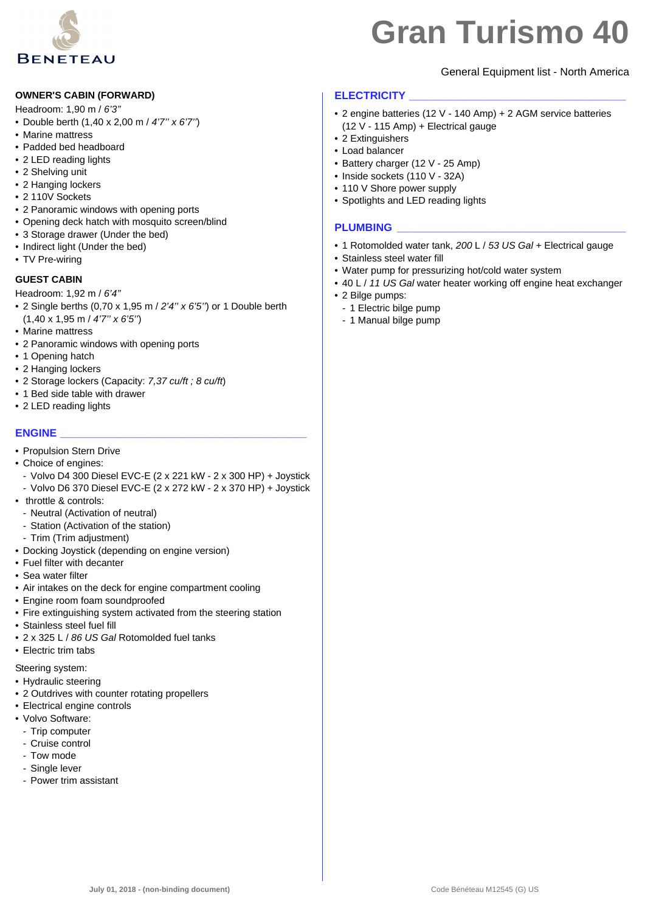# Gran Turismo 40

General Equipment list - North America

## OWNER'S CABIN (FORWARD)

Headroom: 1,90 m / *6'3"*

- Double berth (1,40 x 2,00 m / *4'7'' x 6'7''*)
- Marine mattress
- Padded bed headboard
- 2 LED reading lights
- 2 Shelving unit
- 2 Hanging lockers
- 2 110V Sockets
- 2 Panoramic windows with opening ports
- Opening deck hatch with mosquito screen/blind
- 3 Storage drawer (Under the bed)
- Indirect light (Under the bed)
- TV Pre-wiring

## GUEST CABIN

Headroom: 1,92 m / *6'4"*

- 2 Single berths (0,70 x 1,95 m / *2'4'' x 6'5''*) or 1 Double berth (1,40 x 1,95 m / *4'7'' x 6'5''*)
- Marine mattress
- 2 Panoramic windows with opening ports
- 1 Opening hatch
- 2 Hanging lockers
- 2 Storage lockers (Capacity: *7,37 cu/ft ; 8 cu/ft*)
- 1 Bed side table with drawer
- 2 LED reading lights

## ENGINE

- Propulsion Stern Drive
- Choice of engines:
  - Volvo D4 300 Diesel EVC-E (2 x 221 kW - 2 x 300 HP) + Joystick
  - Volvo D6 370 Diesel EVC-E (2 x 272 kW - 2 x 370 HP) + Joystick
- throttle & controls:
  - Neutral (Activation of neutral)
  - Station (Activation of the station)
  - Trim (Trim adjustment)
- Docking Joystick (depending on engine version)
- Fuel filter with decanter
- Sea water filter
- Air intakes on the deck for engine compartment cooling
- Engine room foam soundproofed
- Fire extinguishing system activated from the steering station
- Stainless steel fuel fill
- 2 x 325 L / *86 US Gal* Rotomolded fuel tanks
- Electric trim tabs

Steering system:

- Hydraulic steering
- 2 Outdrives with counter rotating propellers
- Electrical engine controls
- Volvo Software:
  - Trip computer
  - Cruise control
  - Tow mode
  - Single lever
  - Power trim assistant

## ELECTRICITY

- 2 engine batteries (12 V - 140 Amp) + 2 AGM service batteries (12 V - 115 Amp) + Electrical gauge
- 2 Extinguishers
- Load balancer
- Battery charger (12 V - 25 Amp)
- Inside sockets (110 V - 32A)
- 110 V Shore power supply
- Spotlights and LED reading lights

## PLUMBING

- 1 Rotomolded water tank, *200* L / *53 US Gal* + Electrical gauge
- Stainless steel water fill
- Water pump for pressurizing hot/cold water system
- 40 L / *11 US Gal* water heater working off engine heat exchanger
- 2 Bilge pumps:
  - 1 Electric bilge pump
  - 1 Manual bilge pump

July 01, 2018 - (non-binding document)

Code Bénéteau M12545 (G) US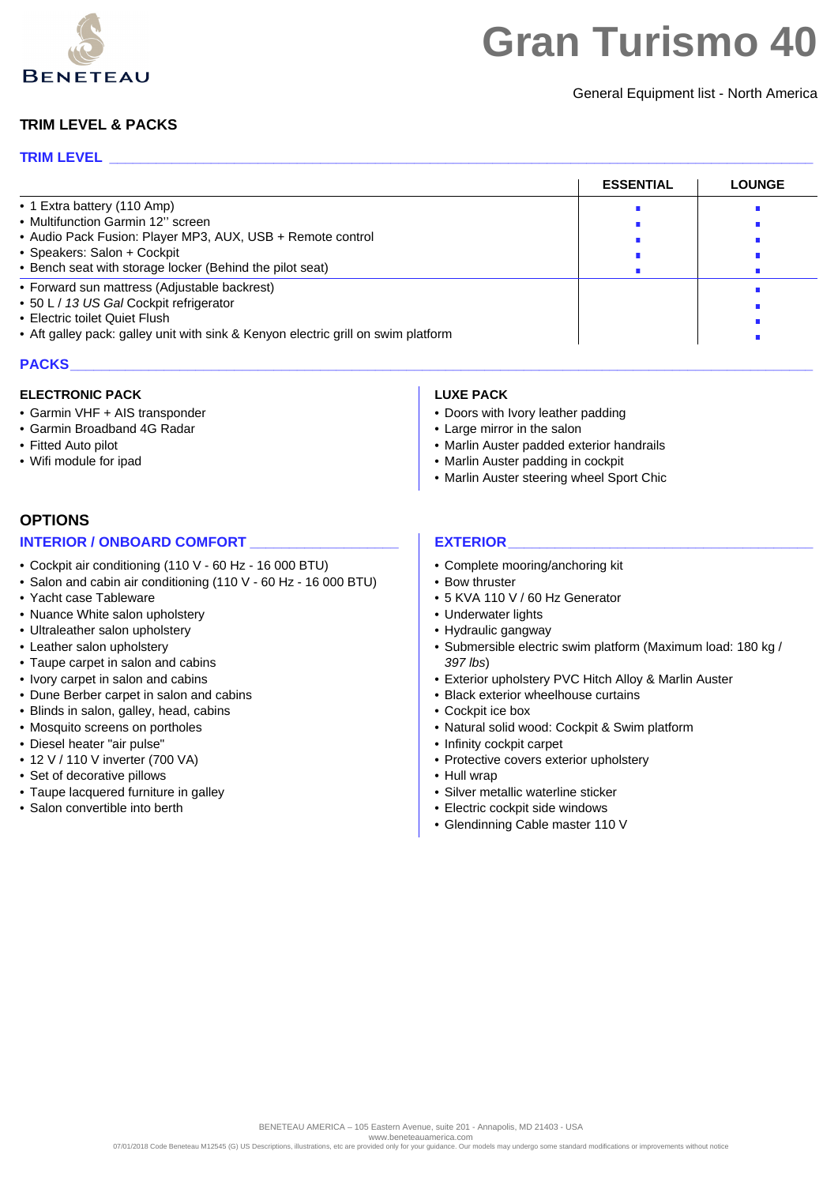# Gran Turismo 40

General Equipment list - North America

## TRIM LEVEL & PACKS

### TRIM LEVEL

| | ESSENTIAL | LOUNGE |
|---|---|---|
| • 1 Extra battery (110 Amp) | ▪ | ▪ |
| • Multifunction Garmin 12'' screen | ▪ | ▪ |
| • Audio Pack Fusion: Player MP3, AUX, USB + Remote control | ▪ | ▪ |
| • Speakers: Salon + Cockpit | ▪ | ▪ |
| • Bench seat with storage locker (Behind the pilot seat) | ▪ | ▪ |
| • Forward sun mattress (Adjustable backrest) | | ▪ |
| • 50 L / *13 US Gal* Cockpit refrigerator | | ▪ |
| • Electric toilet Quiet Flush | | ▪ |
| • Aft galley pack: galley unit with sink & Kenyon electric grill on swim platform | | ▪ |

### PACKS

**ELECTRONIC PACK**

- Garmin VHF + AIS transponder
- Garmin Broadband 4G Radar
- Fitted Auto pilot
- Wifi module for ipad

**LUXE PACK**

- Doors with Ivory leather padding
- Large mirror in the salon
- Marlin Auster padded exterior handrails
- Marlin Auster padding in cockpit
- Marlin Auster steering wheel Sport Chic

## OPTIONS

### INTERIOR / ONBOARD COMFORT

- Cockpit air conditioning (110 V - 60 Hz - 16 000 BTU)
- Salon and cabin air conditioning (110 V - 60 Hz - 16 000 BTU)
- Yacht case Tableware
- Nuance White salon upholstery
- Ultraleather salon upholstery
- Leather salon upholstery
- Taupe carpet in salon and cabins
- Ivory carpet in salon and cabins
- Dune Berber carpet in salon and cabins
- Blinds in salon, galley, head, cabins
- Mosquito screens on portholes
- Diesel heater "air pulse"
- 12 V / 110 V inverter (700 VA)
- Set of decorative pillows
- Taupe lacquered furniture in galley
- Salon convertible into berth

### EXTERIOR

- Complete mooring/anchoring kit
- Bow thruster
- 5 KVA 110 V / 60 Hz Generator
- Underwater lights
- Hydraulic gangway
- Submersible electric swim platform (Maximum load: 180 kg / *397 lbs*)
- Exterior upholstery PVC Hitch Alloy & Marlin Auster
- Black exterior wheelhouse curtains
- Cockpit ice box
- Natural solid wood: Cockpit & Swim platform
- Infinity cockpit carpet
- Protective covers exterior upholstery
- Hull wrap
- Silver metallic waterline sticker
- Electric cockpit side windows
- Glendinning Cable master 110 V

BENETEAU AMERICA – 105 Eastern Avenue, suite 201 - Annapolis, MD 21403 - USA
www.beneteauamerica.com
07/01/2018 Code Beneteau M12545 (G) US Descriptions, illustrations, etc are provided only for your guidance. Our models may undergo some standard modifications or improvements without notice